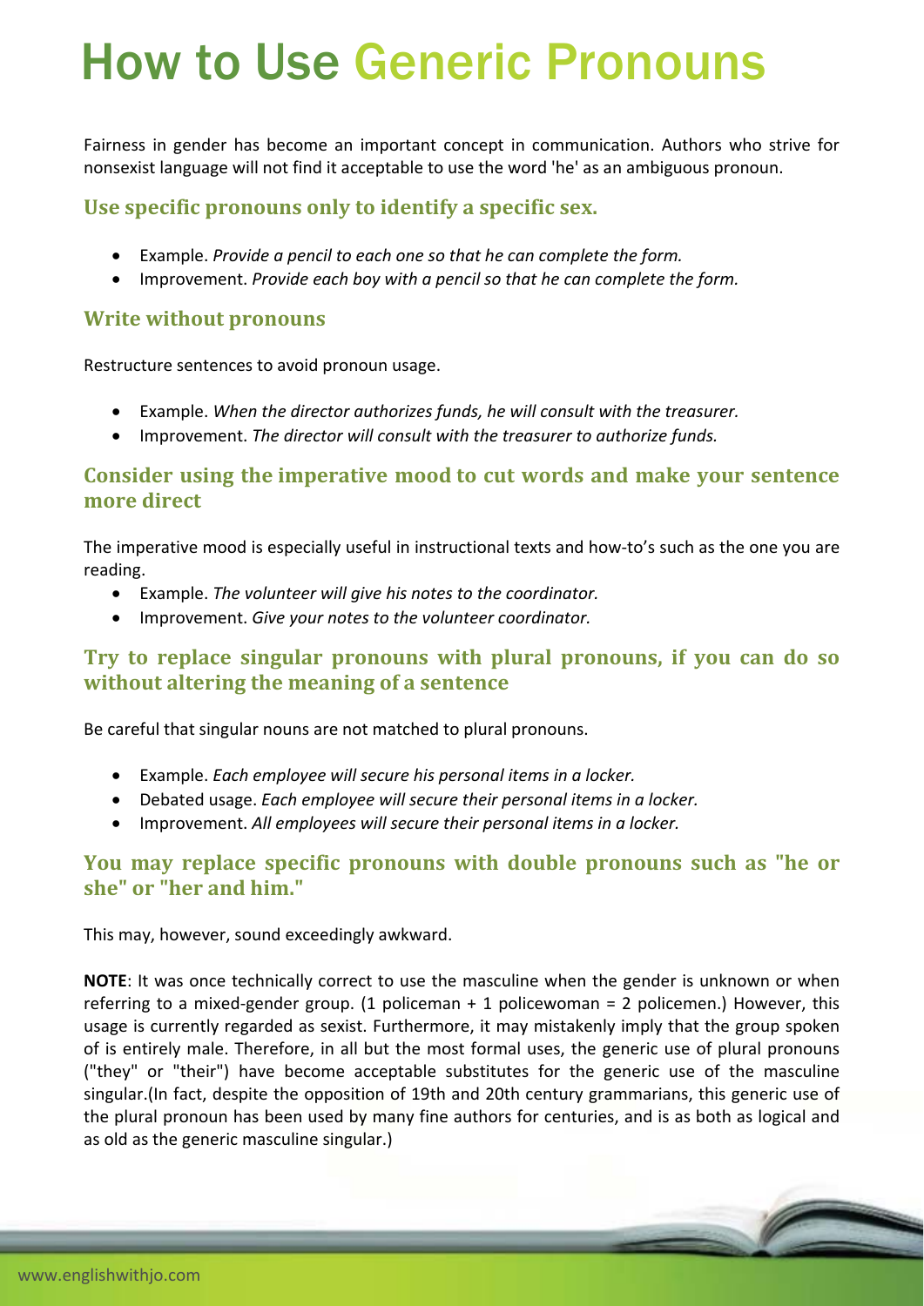# How to Use Generic Pronouns

Fairness in gender has become an important concept in communication. Authors who strive for nonsexist language will not find it acceptable to use the word 'he' as an ambiguous pronoun.

### Use specific pronouns only to identify a specific sex.

- Example. *Provide a pencil to each one so that he can complete the form.*
- Improvement. *Provide each boy with a pencil so that he can complete the form.*

### Write without pronouns

Restructure sentences to avoid pronoun usage.

- Example. *When the director authorizes funds, he will consult with the treasurer.*
- Improvement. *The director will consult with the treasurer to authorize funds.*

### Consider using the imperative mood to cut words and make your sentence more direct

The imperative mood is especially useful in instructional texts and how-to's such as the one you are reading.

- Example. *The volunteer will give his notes to the coordinator.*
- Improvement. *Give your notes to the volunteer coordinator.*

### Try to replace singular pronouns with plural pronouns, if you can do so without altering the meaning of a sentence

Be careful that singular nouns are not matched to plural pronouns.

- Example. *Each employee will secure his personal items in a locker.*
- Debated usage. *Each employee will secure their personal items in a locker.*
- Improvement. *All employees will secure their personal items in a locker.*

### You may replace specific pronouns with double pronouns such as "he or she" or "her and him."

This may, however, sound exceedingly awkward.

**NOTE**: It was once technically correct to use the masculine when the gender is unknown or when referring to a mixed-gender group. (1 policeman + 1 policewoman = 2 policemen.) However, this usage is currently regarded as sexist. Furthermore, it may mistakenly imply that the group spoken of is entirely male. Therefore, in all but the most formal uses, the generic use of plural pronouns ("they" or "their") have become acceptable substitutes for the generic use of the masculine singular.(In fact, despite the opposition of 19th and 20th century grammarians, this generic use of the plural pronoun has been used by many fine authors for centuries, and is as both as logical and as old as the generic masculine singular.)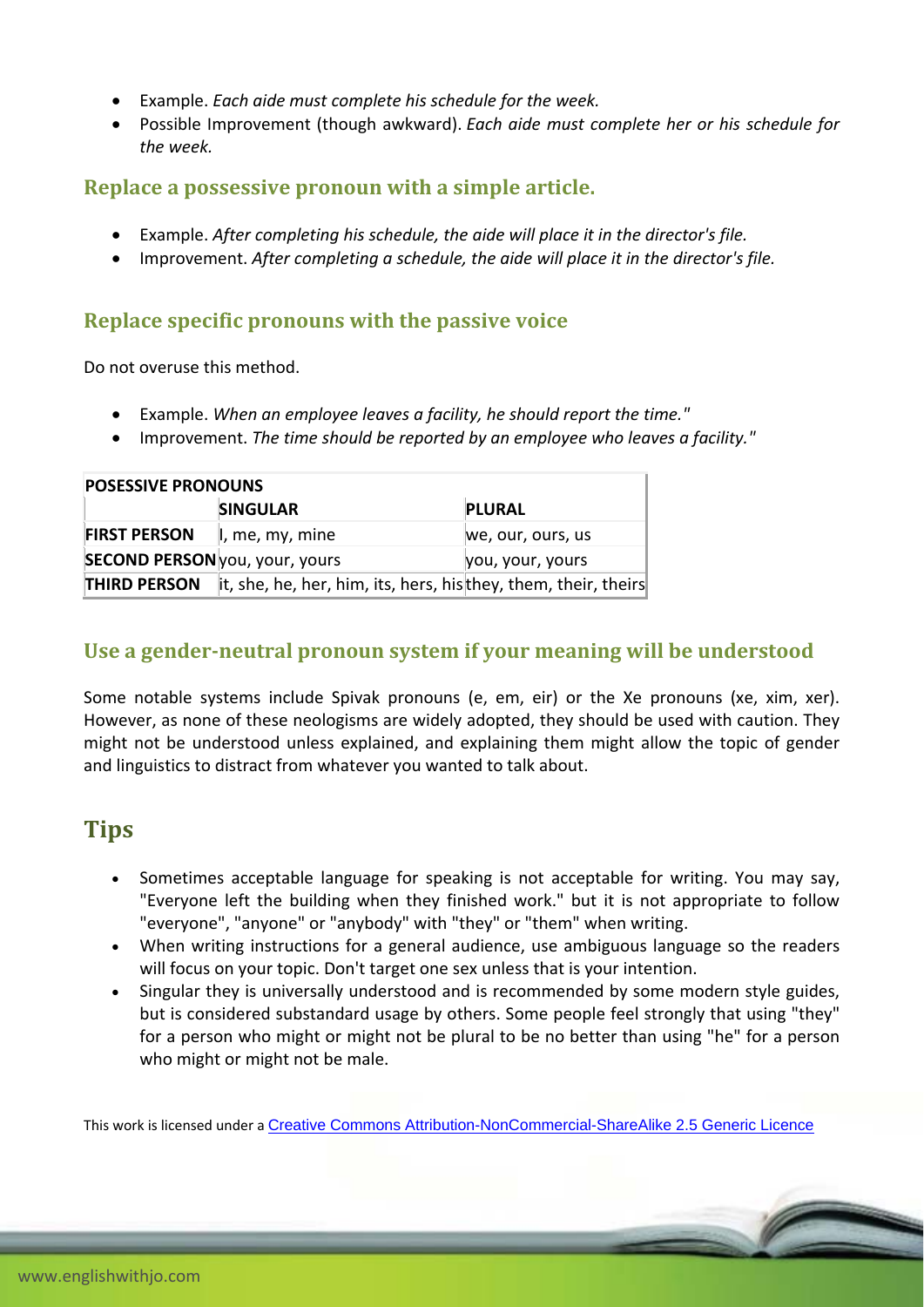- Example. *Each aide must complete his schedule for the week.*
- Possible Improvement (though awkward). *Each aide must complete her or his schedule for the week.*

### Replace a possessive pronoun with a simple article.

- Example. *After completing his schedule, the aide will place it in the director's file.*
- Improvement. *After completing a schedule, the aide will place it in the director's file.*

### Replace specific pronouns with the passive voice

Do not overuse this method.

- Example. *When an employee leaves a facility, he should report the time."*
- Improvement. *The time should be reported by an employee who leaves a facility."*

| POSESSIVE PRONOUNS | | |
|---|---|---|
| | **SINGULAR** | **PLURAL** |
| **FIRST PERSON** | I, me, my, mine | we, our, ours, us |
| **SECOND PERSON** | you, your, yours | you, your, yours |
| **THIRD PERSON** | it, she, he, her, him, its, hers, his | they, them, their, theirs |

### Use a gender-neutral pronoun system if your meaning will be understood

Some notable systems include Spivak pronouns (e, em, eir) or the Xe pronouns (xe, xim, xer). However, as none of these neologisms are widely adopted, they should be used with caution. They might not be understood unless explained, and explaining them might allow the topic of gender and linguistics to distract from whatever you wanted to talk about.

## Tips

- Sometimes acceptable language for speaking is not acceptable for writing. You may say, "Everyone left the building when they finished work." but it is not appropriate to follow "everyone", "anyone" or "anybody" with "they" or "them" when writing.
- When writing instructions for a general audience, use ambiguous language so the readers will focus on your topic. Don't target one sex unless that is your intention.
- Singular they is universally understood and is recommended by some modern style guides, but is considered substandard usage by others. Some people feel strongly that using "they" for a person who might or might not be plural to be no better than using "he" for a person who might or might not be male.

This work is licensed under a Creative Commons Attribution-NonCommercial-ShareAlike 2.5 Generic Licence